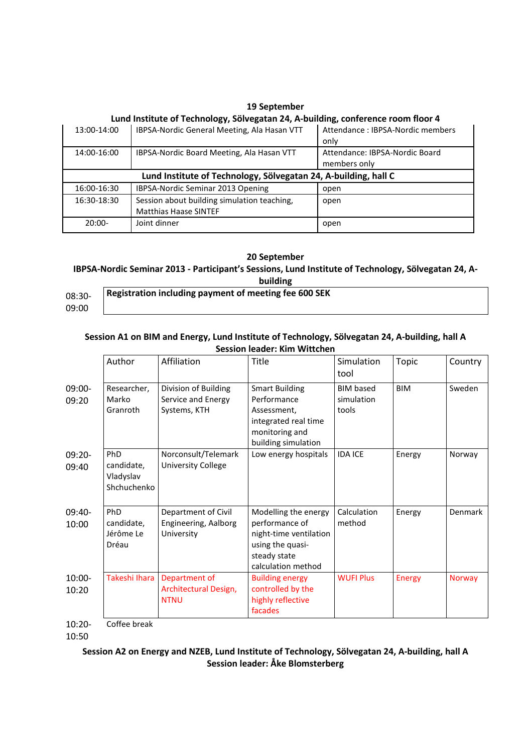**19 September**

**Lund Institute of Technology, Sölvegatan 24, A-building, conference room floor 4**

| | | |
|---|---|---|
| 13:00-14:00 | IBPSA-Nordic General Meeting, Ala Hasan VTT | Attendance : IBPSA-Nordic members only |
| 14:00-16:00 | IBPSA-Nordic Board Meeting, Ala Hasan VTT | Attendance: IBPSA-Nordic Board members only |
| **Lund Institute of Technology, Sölvegatan 24, A-building, hall C** | | |
| 16:00-16:30 | IBPSA-Nordic Seminar 2013 Opening | open |
| 16:30-18:30 | Session about building simulation teaching, Matthias Haase SINTEF | open |
| 20:00- | Joint dinner | open |

**20 September**

**IBPSA-Nordic Seminar 2013 - Participant's Sessions, Lund Institute of Technology, Sölvegatan 24, A-building**

| | |
|---|---|
| 08:30-09:00 | **Registration including payment of meeting fee 600 SEK** |

**Session A1 on BIM and Energy, Lund Institute of Technology, Sölvegatan 24, A-building, hall A**
**Session leader: Kim Wittchen**

| | Author | Affiliation | Title | Simulation tool | Topic | Country |
|---|---|---|---|---|---|---|
| 09:00-09:20 | Researcher, Marko Granroth | Division of Building Service and Energy Systems, KTH | Smart Building Performance Assessment, integrated real time monitoring and building simulation | BIM based simulation tools | BIM | Sweden |
| 09:20-09:40 | PhD candidate, Vladyslav Shchuchenko | Norconsult/Telemark University College | Low energy hospitals | IDA ICE | Energy | Norway |
| 09:40-10:00 | PhD candidate, Jérôme Le Dréau | Department of Civil Engineering, Aalborg University | Modelling the energy performance of night-time ventilation using the quasi-steady state calculation method | Calculation method | Energy | Denmark |
| 10:00-10:20 | Takeshi Ihara | Department of Architectural Design, NTNU | Building energy controlled by the highly reflective facades | WUFI Plus | Energy | Norway |
| 10:20-10:50 | Coffee break | | | | | |

**Session A2 on Energy and NZEB, Lund Institute of Technology, Sölvegatan 24, A-building, hall A**
**Session leader: Åke Blomsterberg**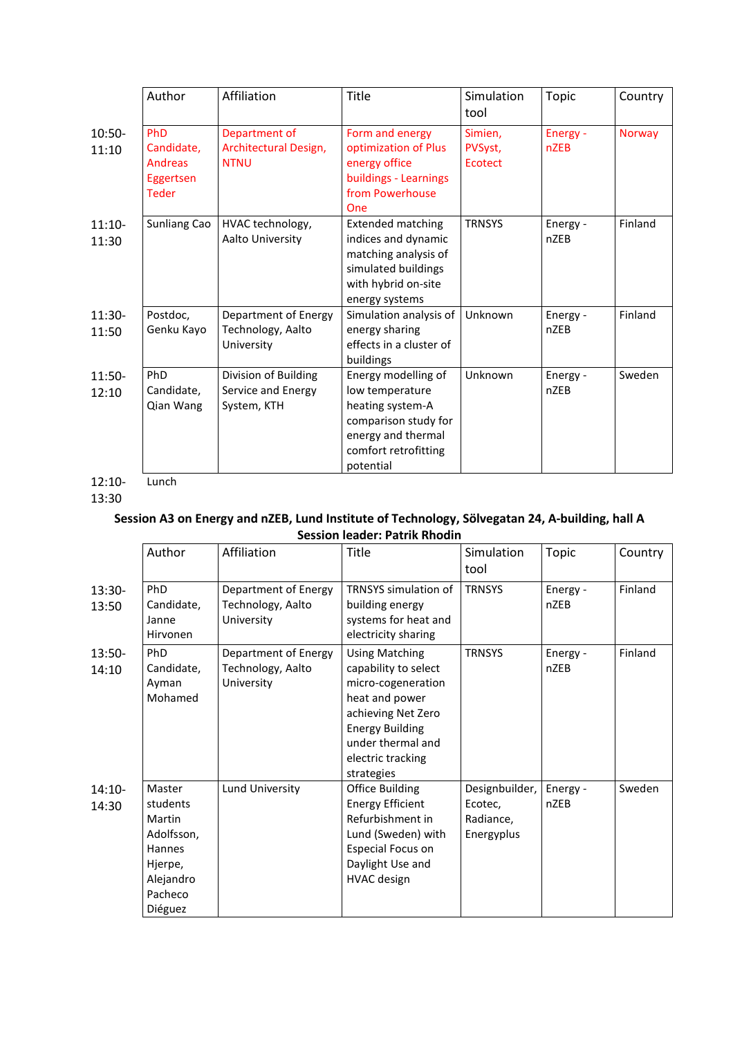| | Author | Affiliation | Title | Simulation tool | Topic | Country |
|---|---|---|---|---|---|---|
| 10:50-11:10 | PhD Candidate, Andreas Eggertsen Teder | Department of Architectural Design, NTNU | Form and energy optimization of Plus energy office buildings - Learnings from Powerhouse One | Simien, PVSyst, Ecotect | Energy - nZEB | Norway |
| 11:10-11:30 | Sunliang Cao | HVAC technology, Aalto University | Extended matching indices and dynamic matching analysis of simulated buildings with hybrid on-site energy systems | TRNSYS | Energy - nZEB | Finland |
| 11:30-11:50 | Postdoc, Genku Kayo | Department of Energy Technology, Aalto University | Simulation analysis of energy sharing effects in a cluster of buildings | Unknown | Energy - nZEB | Finland |
| 11:50-12:10 | PhD Candidate, Qian Wang | Division of Building Service and Energy System, KTH | Energy modelling of low temperature heating system-A comparison study for energy and thermal comfort retrofitting potential | Unknown | Energy - nZEB | Sweden |
| 12:10-13:30 | Lunch | | | | | |

**Session A3 on Energy and nZEB, Lund Institute of Technology, Sölvegatan 24, A-building, hall A**

**Session leader: Patrik Rhodin**

| | Author | Affiliation | Title | Simulation tool | Topic | Country |
|---|---|---|---|---|---|---|
| 13:30-13:50 | PhD Candidate, Janne Hirvonen | Department of Energy Technology, Aalto University | TRNSYS simulation of building energy systems for heat and electricity sharing | TRNSYS | Energy - nZEB | Finland |
| 13:50-14:10 | PhD Candidate, Ayman Mohamed | Department of Energy Technology, Aalto University | Using Matching capability to select micro-cogeneration heat and power achieving Net Zero Energy Building under thermal and electric tracking strategies | TRNSYS | Energy - nZEB | Finland |
| 14:10-14:30 | Master students Martin Adolfsson, Hannes Hjerpe, Alejandro Pacheco Diéguez | Lund University | Office Building Energy Efficient Refurbishment in Lund (Sweden) with Especial Focus on Daylight Use and HVAC design | Designbuilder, Ecotec, Radiance, Energyplus | Energy - nZEB | Sweden |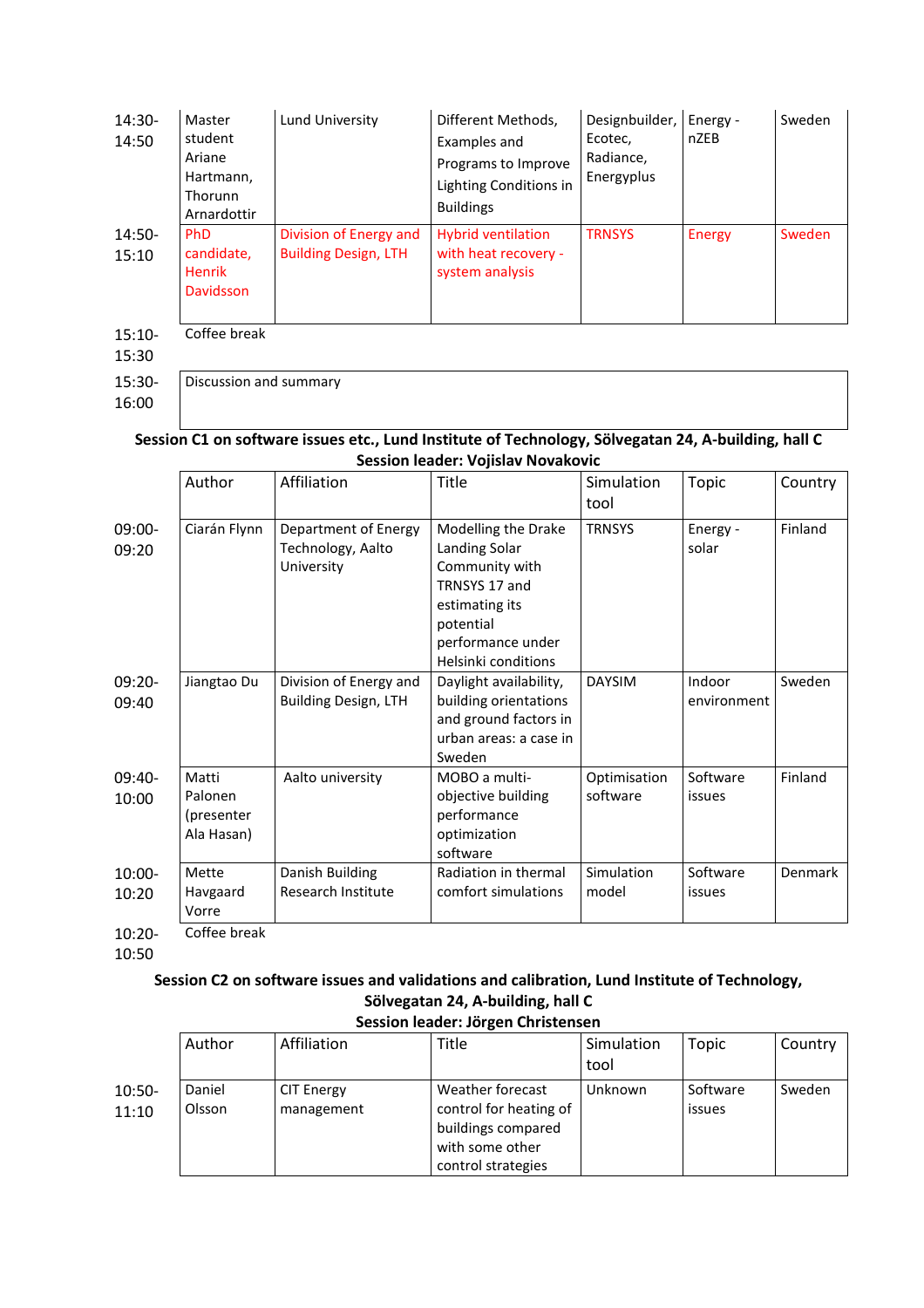| | | | | | | |
|---|---|---|---|---|---|---|
| 14:30-14:50 | Master student Ariane Hartmann, Thorunn Arnardottir | Lund University | Different Methods, Examples and Programs to Improve Lighting Conditions in Buildings | Designbuilder, Ecotec, Radiance, Energyplus | Energy - nZEB | Sweden |
| 14:50-15:10 | PhD candidate, Henrik Davidsson | Division of Energy and Building Design, LTH | Hybrid ventilation with heat recovery - system analysis | TRNSYS | Energy | Sweden |
| 15:10-15:30 | Coffee break | | | | | |
| 15:30-16:00 | Discussion and summary | | | | | |

**Session C1 on software issues etc., Lund Institute of Technology, Sölvegatan 24, A-building, hall C**

**Session leader: Vojislav Novakovic**

| | Author | Affiliation | Title | Simulation tool | Topic | Country |
|---|---|---|---|---|---|---|
| 09:00-09:20 | Ciarán Flynn | Department of Energy Technology, Aalto University | Modelling the Drake Landing Solar Community with TRNSYS 17 and estimating its potential performance under Helsinki conditions | TRNSYS | Energy - solar | Finland |
| 09:20-09:40 | Jiangtao Du | Division of Energy and Building Design, LTH | Daylight availability, building orientations and ground factors in urban areas: a case in Sweden | DAYSIM | Indoor environment | Sweden |
| 09:40-10:00 | Matti Palonen (presenter Ala Hasan) | Aalto university | MOBO a multi-objective building performance optimization software | Optimisation software | Software issues | Finland |
| 10:00-10:20 | Mette Havgaard Vorre | Danish Building Research Institute | Radiation in thermal comfort simulations | Simulation model | Software issues | Denmark |
| 10:20-10:50 | Coffee break | | | | | |

**Session C2 on software issues and validations and calibration, Lund Institute of Technology, Sölvegatan 24, A-building, hall C**

**Session leader: Jörgen Christensen**

| | Author | Affiliation | Title | Simulation tool | Topic | Country |
|---|---|---|---|---|---|---|
| 10:50-11:10 | Daniel Olsson | CIT Energy management | Weather forecast control for heating of buildings compared with some other control strategies | Unknown | Software issues | Sweden |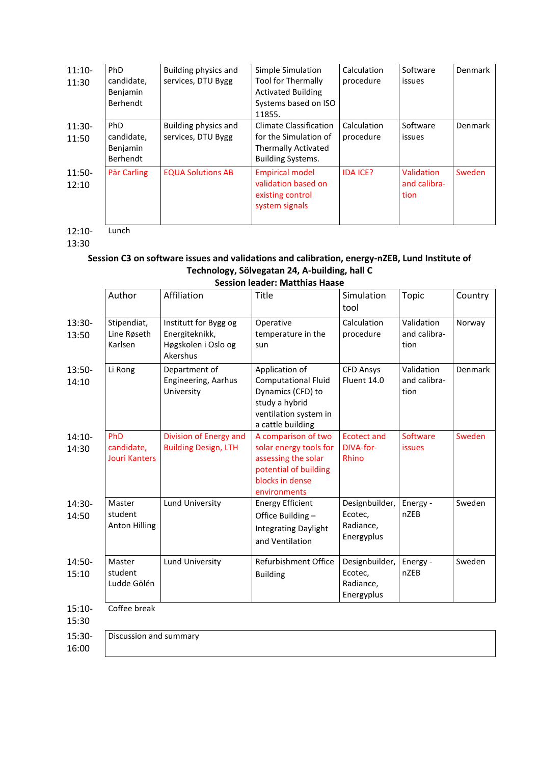| | | | | | | |
|---|---|---|---|---|---|---|
| 11:10-11:30 | PhD candidate, Benjamin Berhendt | Building physics and services, DTU Bygg | Simple Simulation Tool for Thermally Activated Building Systems based on ISO 11855. | Calculation procedure | Software issues | Denmark |
| 11:30-11:50 | PhD candidate, Benjamin Berhendt | Building physics and services, DTU Bygg | Climate Classification for the Simulation of Thermally Activated Building Systems. | Calculation procedure | Software issues | Denmark |
| 11:50-12:10 | Pär Carling | EQUA Solutions AB | Empirical model validation based on existing control system signals | IDA ICE? | Validation and calibra-tion | Sweden |
| 12:10-13:30 | Lunch | | | | | |

**Session C3 on software issues and validations and calibration, energy-nZEB, Lund Institute of Technology, Sölvegatan 24, A-building, hall C**

**Session leader: Matthias Haase**

| | Author | Affiliation | Title | Simulation tool | Topic | Country |
|---|---|---|---|---|---|---|
| 13:30-13:50 | Stipendiat, Line Røseth Karlsen | Institutt for Bygg og Energiteknikk, Høgskolen i Oslo og Akershus | Operative temperature in the sun | Calculation procedure | Validation and calibra-tion | Norway |
| 13:50-14:10 | Li Rong | Department of Engineering, Aarhus University | Application of Computational Fluid Dynamics (CFD) to study a hybrid ventilation system in a cattle building | CFD Ansys Fluent 14.0 | Validation and calibra-tion | Denmark |
| 14:10-14:30 | PhD candidate, Jouri Kanters | Division of Energy and Building Design, LTH | A comparison of two solar energy tools for assessing the solar potential of building blocks in dense environments | Ecotect and DIVA-for-Rhino | Software issues | Sweden |
| 14:30-14:50 | Master student Anton Hilling | Lund University | Energy Efficient Office Building – Integrating Daylight and Ventilation | Designbuilder, Ecotec, Radiance, Energyplus | Energy - nZEB | Sweden |
| 14:50-15:10 | Master student Ludde Gölén | Lund University | Refurbishment Office Building | Designbuilder, Ecotec, Radiance, Energyplus | Energy - nZEB | Sweden |
| 15:10-15:30 | Coffee break | | | | | |
| 15:30-16:00 | Discussion and summary | | | | | |